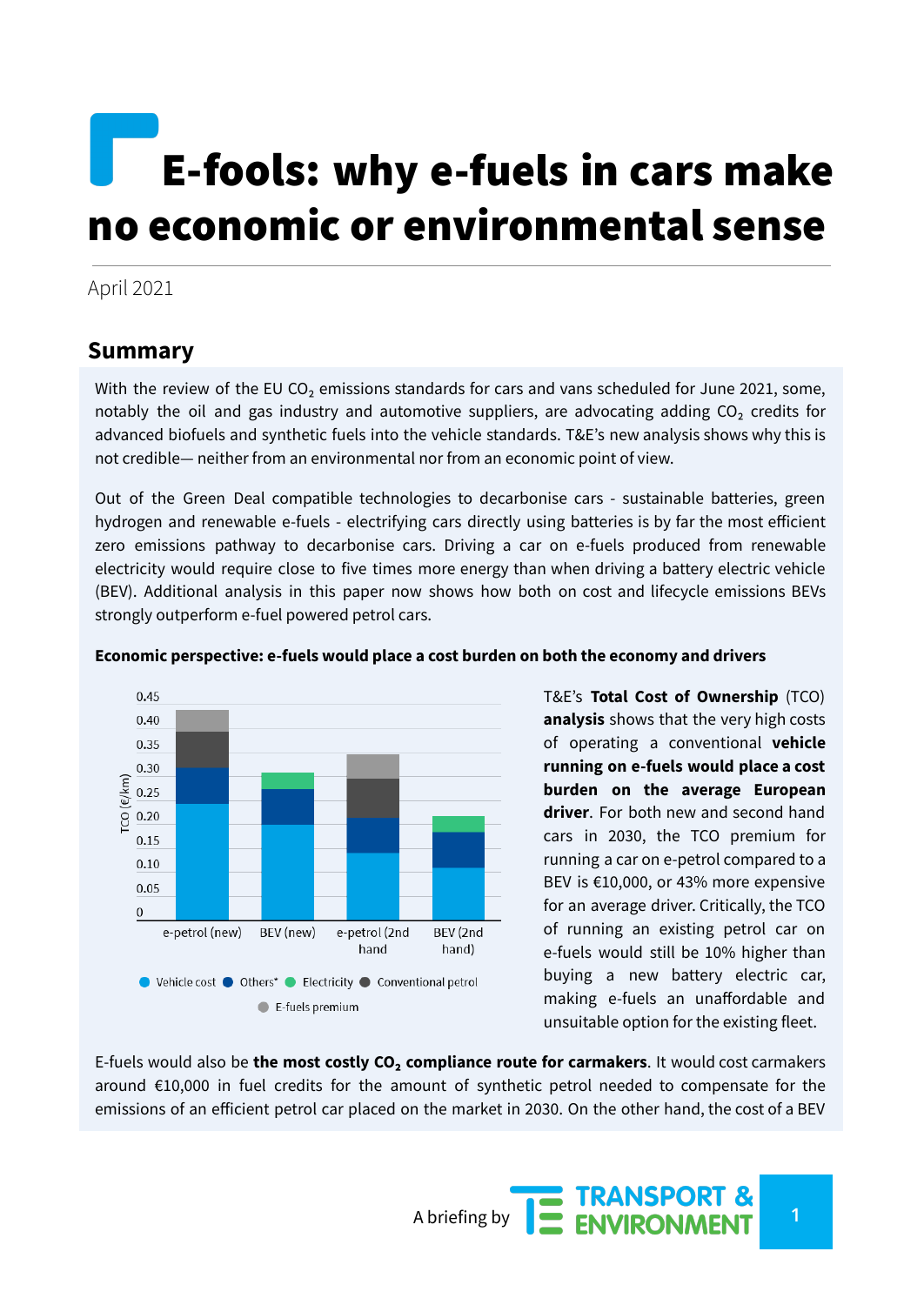# E-fools: why e-fuels in cars make no economic or environmental sense

April 2021

## Summary

With the review of the EU $CO_2$ emissions standards for cars and vans scheduled for June 2021, some, notably the oil and gas industry and automotive suppliers, are advocating adding $CO_2$ credits for advanced biofuels and synthetic fuels into the vehicle standards. T&E's new analysis shows why this is not credible— neither from an environmental nor from an economic point of view.

Out of the Green Deal compatible technologies to decarbonise cars - sustainable batteries, green hydrogen and renewable e-fuels - electrifying cars directly using batteries is by far the most efficient zero emissions pathway to decarbonise cars. Driving a car on e-fuels produced from renewable electricity would require close to five times more energy than when driving a battery electric vehicle (BEV). Additional analysis in this paper now shows how both on cost and lifecycle emissions BEVs strongly outperform e-fuel powered petrol cars.

**Economic perspective: e-fuels would place a cost burden on both the economy and drivers**

T&E's **Total Cost of Ownership** (TCO) **analysis** shows that the very high costs of operating a conventional **vehicle running on e-fuels would place a cost burden on the average European driver**. For both new and second hand cars in 2030, the TCO premium for running a car on e-petrol compared to a BEV is €10,000, or 43% more expensive for an average driver. Critically, the TCO of running an existing petrol car on e-fuels would still be 10% higher than buying a new battery electric car, making e-fuels an unaffordable and unsuitable option for the existing fleet.

E-fuels would also be **the most costly $CO_2$ compliance route for carmakers**. It would cost carmakers around €10,000 in fuel credits for the amount of synthetic petrol needed to compensate for the emissions of an efficient petrol car placed on the market in 2030. On the other hand, the cost of a BEV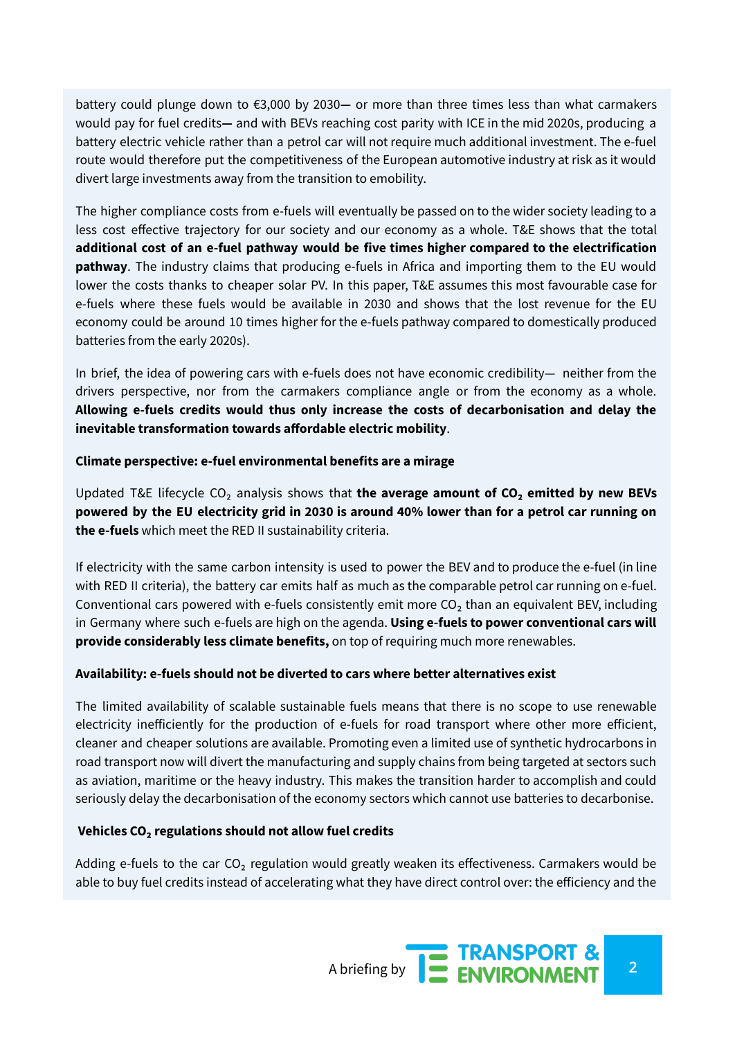battery could plunge down to €3,000 by 2030— or more than three times less than what carmakers would pay for fuel credits— and with BEVs reaching cost parity with ICE in the mid 2020s, producing a battery electric vehicle rather than a petrol car will not require much additional investment. The e-fuel route would therefore put the competitiveness of the European automotive industry at risk as it would divert large investments away from the transition to emobility.

The higher compliance costs from e-fuels will eventually be passed on to the wider society leading to a less cost effective trajectory for our society and our economy as a whole. T&E shows that the total **additional cost of an e-fuel pathway would be five times higher compared to the electrification pathway**. The industry claims that producing e-fuels in Africa and importing them to the EU would lower the costs thanks to cheaper solar PV. In this paper, T&E assumes this most favourable case for e-fuels where these fuels would be available in 2030 and shows that the lost revenue for the EU economy could be around 10 times higher for the e-fuels pathway compared to domestically produced batteries from the early 2020s).

In brief, the idea of powering cars with e-fuels does not have economic credibility— neither from the drivers perspective, nor from the carmakers compliance angle or from the economy as a whole. **Allowing e-fuels credits would thus only increase the costs of decarbonisation and delay the inevitable transformation towards affordable electric mobility**.

**Climate perspective: e-fuel environmental benefits are a mirage**

Updated T&E lifecycle $CO_2$ analysis shows that **the average amount of $CO_2$ emitted by new BEVs powered by the EU electricity grid in 2030 is around 40% lower than for a petrol car running on the e-fuels** which meet the RED II sustainability criteria.

If electricity with the same carbon intensity is used to power the BEV and to produce the e-fuel (in line with RED II criteria), the battery car emits half as much as the comparable petrol car running on e-fuel. Conventional cars powered with e-fuels consistently emit more $CO_2$ than an equivalent BEV, including in Germany where such e-fuels are high on the agenda. **Using e-fuels to power conventional cars will provide considerably less climate benefits,** on top of requiring much more renewables.

**Availability: e-fuels should not be diverted to cars where better alternatives exist**

The limited availability of scalable sustainable fuels means that there is no scope to use renewable electricity inefficiently for the production of e-fuels for road transport where other more efficient, cleaner and cheaper solutions are available. Promoting even a limited use of synthetic hydrocarbons in road transport now will divert the manufacturing and supply chains from being targeted at sectors such as aviation, maritime or the heavy industry. This makes the transition harder to accomplish and could seriously delay the decarbonisation of the economy sectors which cannot use batteries to decarbonise.

**Vehicles $CO_2$ regulations should not allow fuel credits**

Adding e-fuels to the car $CO_2$ regulation would greatly weaken its effectiveness. Carmakers would be able to buy fuel credits instead of accelerating what they have direct control over: the efficiency and the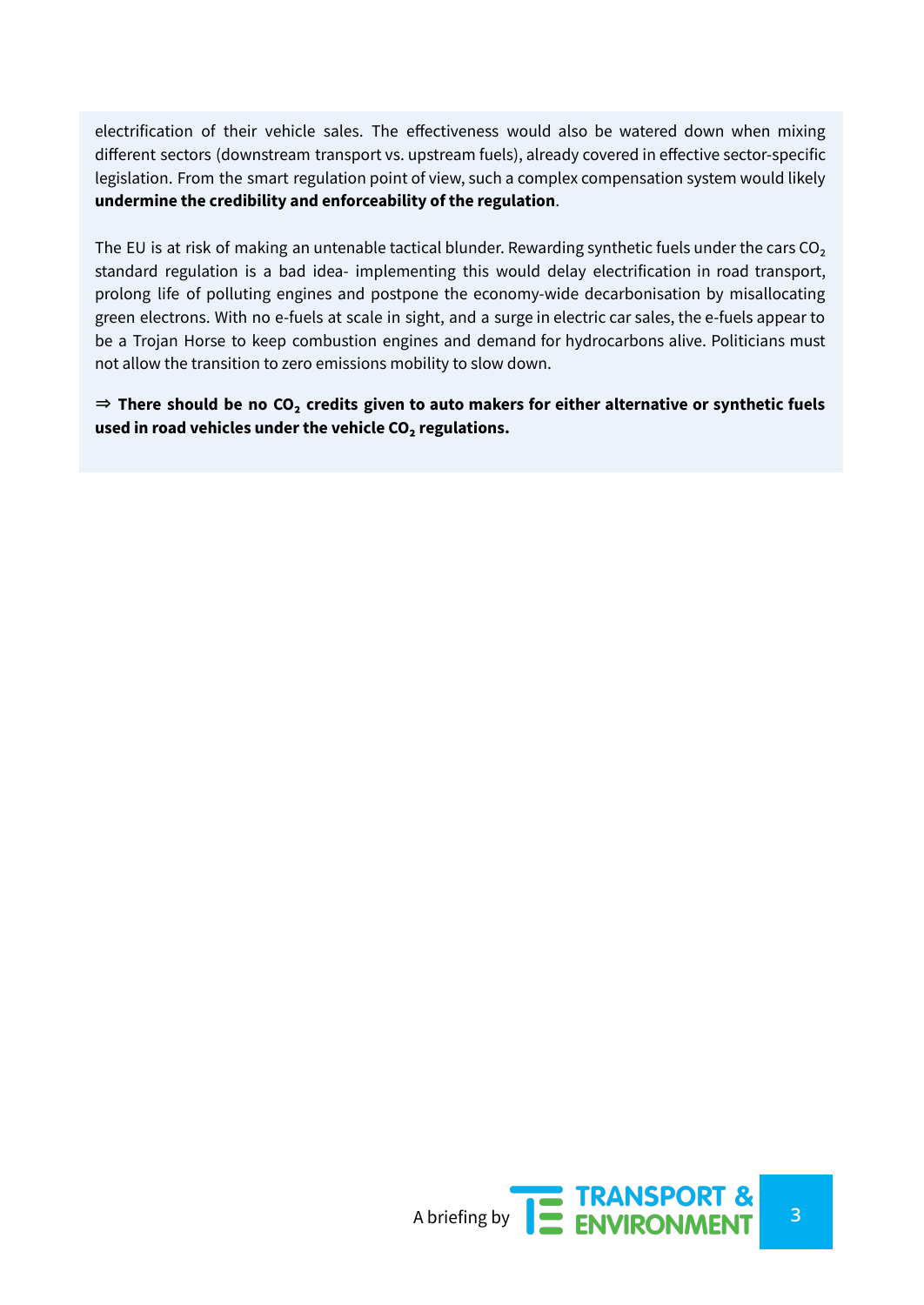electrification of their vehicle sales. The effectiveness would also be watered down when mixing different sectors (downstream transport vs. upstream fuels), already covered in effective sector-specific legislation. From the smart regulation point of view, such a complex compensation system would likely **undermine the credibility and enforceability of the regulation**.

The EU is at risk of making an untenable tactical blunder. Rewarding synthetic fuels under the cars $CO_2$ standard regulation is a bad idea- implementing this would delay electrification in road transport, prolong life of polluting engines and postpone the economy-wide decarbonisation by misallocating green electrons. With no e-fuels at scale in sight, and a surge in electric car sales, the e-fuels appear to be a Trojan Horse to keep combustion engines and demand for hydrocarbons alive. Politicians must not allow the transition to zero emissions mobility to slow down.

⇒ **There should be no $CO_2$ credits given to auto makers for either alternative or synthetic fuels used in road vehicles under the vehicle $CO_2$ regulations.**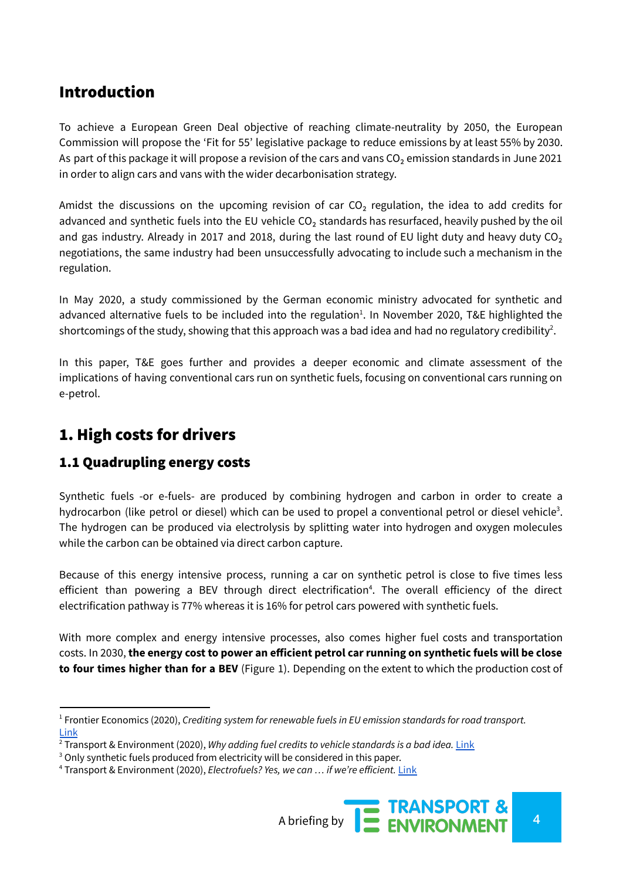## Introduction

To achieve a European Green Deal objective of reaching climate-neutrality by 2050, the European Commission will propose the 'Fit for 55' legislative package to reduce emissions by at least 55% by 2030. As part of this package it will propose a revision of the cars and vans $CO_2$ emission standards in June 2021 in order to align cars and vans with the wider decarbonisation strategy.

Amidst the discussions on the upcoming revision of car $CO_2$ regulation, the idea to add credits for advanced and synthetic fuels into the EU vehicle $CO_2$ standards has resurfaced, heavily pushed by the oil and gas industry. Already in 2017 and 2018, during the last round of EU light duty and heavy duty $CO_2$ negotiations, the same industry had been unsuccessfully advocating to include such a mechanism in the regulation.

In May 2020, a study commissioned by the German economic ministry advocated for synthetic and advanced alternative fuels to be included into the regulation[1]. In November 2020, T&E highlighted the shortcomings of the study, showing that this approach was a bad idea and had no regulatory credibility[2].

In this paper, T&E goes further and provides a deeper economic and climate assessment of the implications of having conventional cars run on synthetic fuels, focusing on conventional cars running on e-petrol.

## 1. High costs for drivers

### 1.1 Quadrupling energy costs

Synthetic fuels -or e-fuels- are produced by combining hydrogen and carbon in order to create a hydrocarbon (like petrol or diesel) which can be used to propel a conventional petrol or diesel vehicle[3]. The hydrogen can be produced via electrolysis by splitting water into hydrogen and oxygen molecules while the carbon can be obtained via direct carbon capture.

Because of this energy intensive process, running a car on synthetic petrol is close to five times less efficient than powering a BEV through direct electrification[4]. The overall efficiency of the direct electrification pathway is 77% whereas it is 16% for petrol cars powered with synthetic fuels.

With more complex and energy intensive processes, also comes higher fuel costs and transportation costs. In 2030, **the energy cost to power an efficient petrol car running on synthetic fuels will be close to four times higher than for a BEV** (Figure 1). Depending on the extent to which the production cost of

---

[1] Frontier Economics (2020), *Crediting system for renewable fuels in EU emission standards for road transport.* Link

[2] Transport & Environment (2020), *Why adding fuel credits to vehicle standards is a bad idea.* Link

[3] Only synthetic fuels produced from electricity will be considered in this paper.

[4] Transport & Environment (2020), *Electrofuels? Yes, we can … if we're efficient.* Link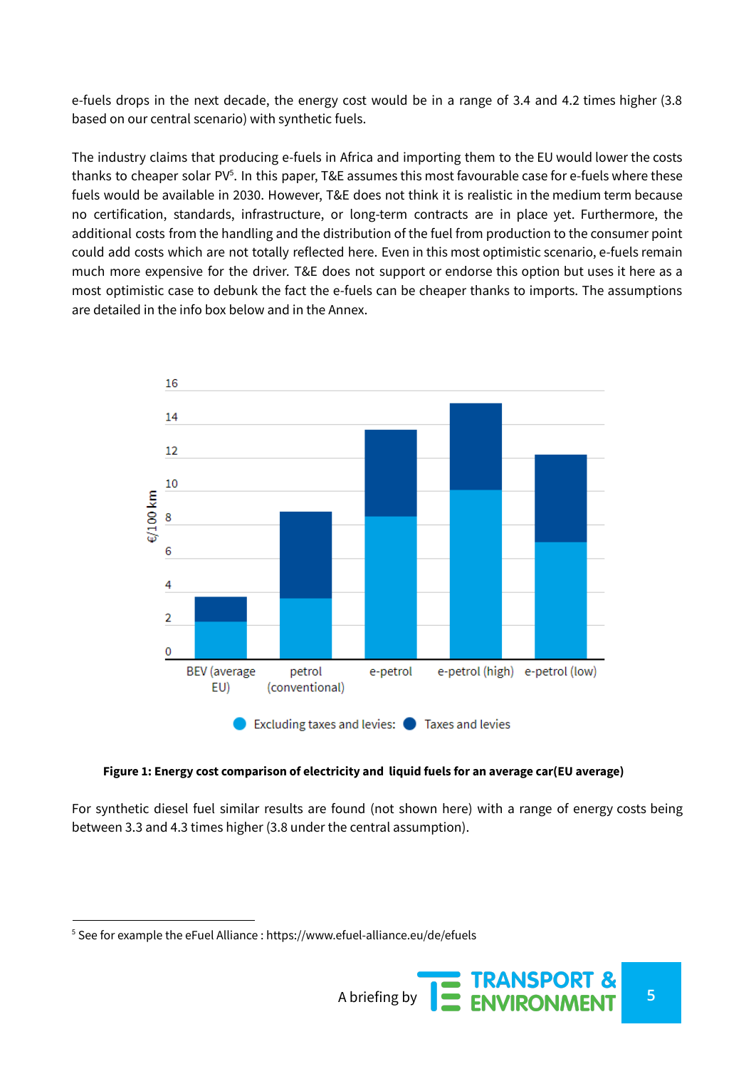e-fuels drops in the next decade, the energy cost would be in a range of 3.4 and 4.2 times higher (3.8 based on our central scenario) with synthetic fuels.

The industry claims that producing e-fuels in Africa and importing them to the EU would lower the costs thanks to cheaper solar PV[5]. In this paper, T&E assumes this most favourable case for e-fuels where these fuels would be available in 2030. However, T&E does not think it is realistic in the medium term because no certification, standards, infrastructure, or long-term contracts are in place yet. Furthermore, the additional costs from the handling and the distribution of the fuel from production to the consumer point could add costs which are not totally reflected here. Even in this most optimistic scenario, e-fuels remain much more expensive for the driver. T&E does not support or endorse this option but uses it here as a most optimistic case to debunk the fact the e-fuels can be cheaper thanks to imports. The assumptions are detailed in the info box below and in the Annex.

**Figure 1: Energy cost comparison of electricity and liquid fuels for an average car(EU average)**

For synthetic diesel fuel similar results are found (not shown here) with a range of energy costs being between 3.3 and 4.3 times higher (3.8 under the central assumption).

[5] See for example the eFuel Alliance : https://www.efuel-alliance.eu/de/efuels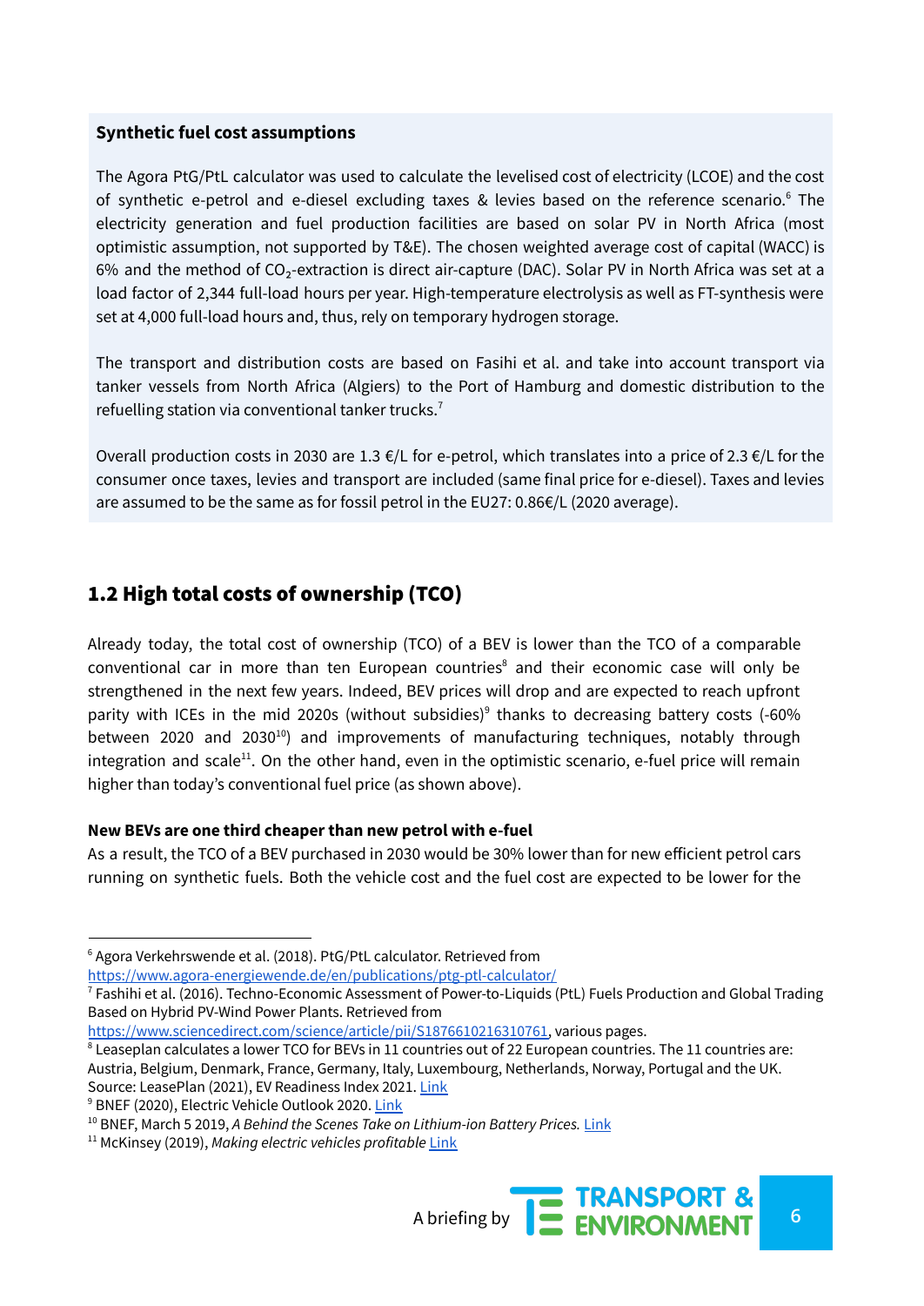**Synthetic fuel cost assumptions**

The Agora PtG/PtL calculator was used to calculate the levelised cost of electricity (LCOE) and the cost of synthetic e-petrol and e-diesel excluding taxes & levies based on the reference scenario.[6] The electricity generation and fuel production facilities are based on solar PV in North Africa (most optimistic assumption, not supported by T&E). The chosen weighted average cost of capital (WACC) is 6% and the method of $CO_2$-extraction is direct air-capture (DAC). Solar PV in North Africa was set at a load factor of 2,344 full-load hours per year. High-temperature electrolysis as well as FT-synthesis were set at 4,000 full-load hours and, thus, rely on temporary hydrogen storage.

The transport and distribution costs are based on Fasihi et al. and take into account transport via tanker vessels from North Africa (Algiers) to the Port of Hamburg and domestic distribution to the refuelling station via conventional tanker trucks.[7]

Overall production costs in 2030 are 1.3 €/L for e-petrol, which translates into a price of 2.3 €/L for the consumer once taxes, levies and transport are included (same final price for e-diesel). Taxes and levies are assumed to be the same as for fossil petrol in the EU27: 0.86€/L (2020 average).

## 1.2 High total costs of ownership (TCO)

Already today, the total cost of ownership (TCO) of a BEV is lower than the TCO of a comparable conventional car in more than ten European countries[8] and their economic case will only be strengthened in the next few years. Indeed, BEV prices will drop and are expected to reach upfront parity with ICEs in the mid 2020s (without subsidies)[9] thanks to decreasing battery costs (-60% between 2020 and 2030[10]) and improvements of manufacturing techniques, notably through integration and scale[11]. On the other hand, even in the optimistic scenario, e-fuel price will remain higher than today's conventional fuel price (as shown above).

**New BEVs are one third cheaper than new petrol with e-fuel**

As a result, the TCO of a BEV purchased in 2030 would be 30% lower than for new efficient petrol cars running on synthetic fuels. Both the vehicle cost and the fuel cost are expected to be lower for the

---

[6] Agora Verkehrswende et al. (2018). PtG/PtL calculator. Retrieved from https://www.agora-energiewende.de/en/publications/ptg-ptl-calculator/

[7] Fashihi et al. (2016). Techno-Economic Assessment of Power-to-Liquids (PtL) Fuels Production and Global Trading Based on Hybrid PV-Wind Power Plants. Retrieved from https://www.sciencedirect.com/science/article/pii/S1876610216310761, various pages.

[8] Leaseplan calculates a lower TCO for BEVs in 11 countries out of 22 European countries. The 11 countries are: Austria, Belgium, Denmark, France, Germany, Italy, Luxembourg, Netherlands, Norway, Portugal and the UK. Source: LeasePlan (2021), EV Readiness Index 2021. Link

[9] BNEF (2020), Electric Vehicle Outlook 2020. Link

[10] BNEF, March 5 2019, *A Behind the Scenes Take on Lithium-ion Battery Prices.* Link

[11] McKinsey (2019), *Making electric vehicles profitable* Link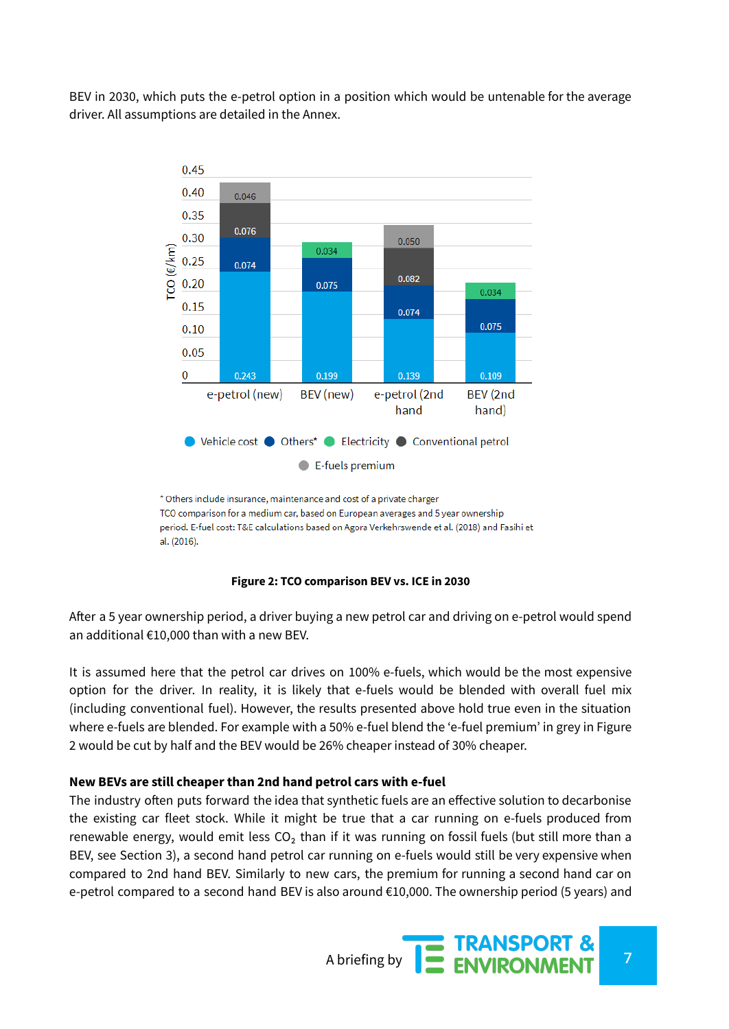BEV in 2030, which puts the e-petrol option in a position which would be untenable for the average driver. All assumptions are detailed in the Annex.

| TCO (€/km) | e-petrol (new) | BEV (new) | e-petrol (2nd hand) | BEV (2nd hand) |
|---|---|---|---|---|
| Vehicle cost | 0.243 | 0.199 | 0.139 | 0.109 |
| Others* | 0.074 | 0.075 | 0.074 | 0.075 |
| Electricity | | 0.034 | | 0.034 |
| Conventional petrol | 0.076 | | 0.082 | |
| E-fuels premium | 0.046 | | 0.050 | |

\* Others include insurance, maintenance and cost of a private charger
TCO comparison for a medium car, based on European averages and 5 year ownership period. E-fuel cost: T&E calculations based on Agora Verkehrswende et al. (2018) and Fasihi et al. (2016).

**Figure 2: TCO comparison BEV vs. ICE in 2030**

After a 5 year ownership period, a driver buying a new petrol car and driving on e-petrol would spend an additional €10,000 than with a new BEV.

It is assumed here that the petrol car drives on 100% e-fuels, which would be the most expensive option for the driver. In reality, it is likely that e-fuels would be blended with overall fuel mix (including conventional fuel). However, the results presented above hold true even in the situation where e-fuels are blended. For example with a 50% e-fuel blend the 'e-fuel premium' in grey in Figure 2 would be cut by half and the BEV would be 26% cheaper instead of 30% cheaper.

**New BEVs are still cheaper than 2nd hand petrol cars with e-fuel**

The industry often puts forward the idea that synthetic fuels are an effective solution to decarbonise the existing car fleet stock. While it might be true that a car running on e-fuels produced from renewable energy, would emit less $CO_2$ than if it was running on fossil fuels (but still more than a BEV, see Section 3), a second hand petrol car running on e-fuels would still be very expensive when compared to 2nd hand BEV. Similarly to new cars, the premium for running a second hand car on e-petrol compared to a second hand BEV is also around €10,000. The ownership period (5 years) and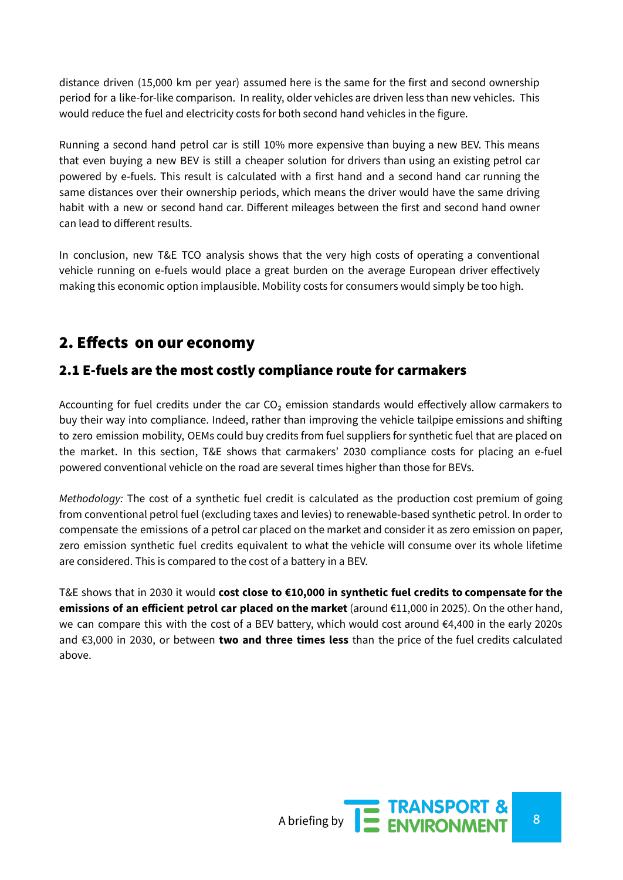distance driven (15,000 km per year) assumed here is the same for the first and second ownership period for a like-for-like comparison. In reality, older vehicles are driven less than new vehicles. This would reduce the fuel and electricity costs for both second hand vehicles in the figure.

Running a second hand petrol car is still 10% more expensive than buying a new BEV. This means that even buying a new BEV is still a cheaper solution for drivers than using an existing petrol car powered by e-fuels. This result is calculated with a first hand and a second hand car running the same distances over their ownership periods, which means the driver would have the same driving habit with a new or second hand car. Different mileages between the first and second hand owner can lead to different results.

In conclusion, new T&E TCO analysis shows that the very high costs of operating a conventional vehicle running on e-fuels would place a great burden on the average European driver effectively making this economic option implausible. Mobility costs for consumers would simply be too high.

## 2. Effects on our economy

### 2.1 E-fuels are the most costly compliance route for carmakers

Accounting for fuel credits under the car $CO_2$ emission standards would effectively allow carmakers to buy their way into compliance. Indeed, rather than improving the vehicle tailpipe emissions and shifting to zero emission mobility, OEMs could buy credits from fuel suppliers for synthetic fuel that are placed on the market. In this section, T&E shows that carmakers' 2030 compliance costs for placing an e-fuel powered conventional vehicle on the road are several times higher than those for BEVs.

*Methodology:* The cost of a synthetic fuel credit is calculated as the production cost premium of going from conventional petrol fuel (excluding taxes and levies) to renewable-based synthetic petrol. In order to compensate the emissions of a petrol car placed on the market and consider it as zero emission on paper, zero emission synthetic fuel credits equivalent to what the vehicle will consume over its whole lifetime are considered. This is compared to the cost of a battery in a BEV.

T&E shows that in 2030 it would **cost close to €10,000 in synthetic fuel credits to compensate for the emissions of an efficient petrol car placed on the market** (around €11,000 in 2025). On the other hand, we can compare this with the cost of a BEV battery, which would cost around €4,400 in the early 2020s and €3,000 in 2030, or between **two and three times less** than the price of the fuel credits calculated above.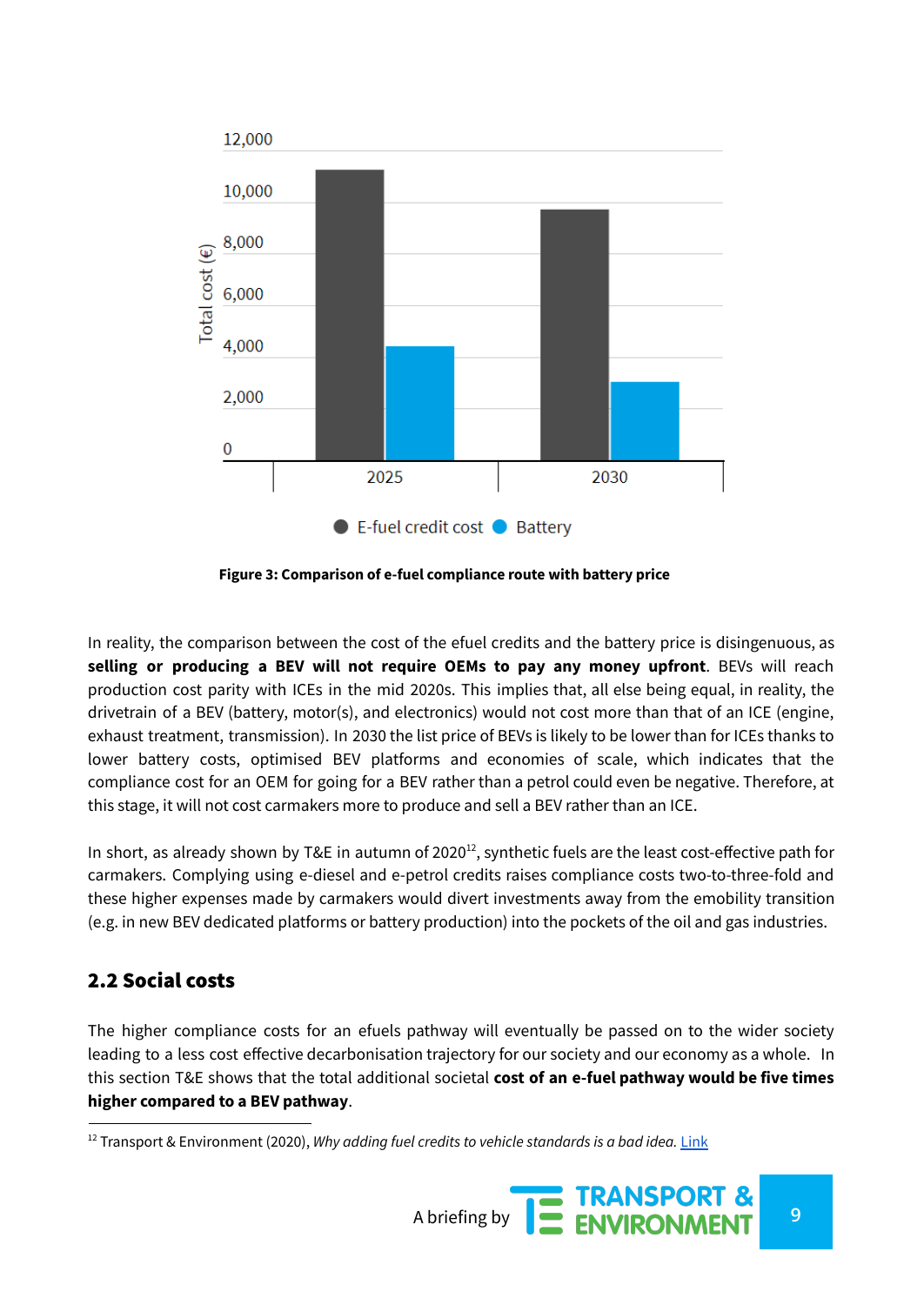Figure 3: **Comparison of e-fuel compliance route with battery price**

In reality, the comparison between the cost of the efuel credits and the battery price is disingenuous, as **selling or producing a BEV will not require OEMs to pay any money upfront**. BEVs will reach production cost parity with ICEs in the mid 2020s. This implies that, all else being equal, in reality, the drivetrain of a BEV (battery, motor(s), and electronics) would not cost more than that of an ICE (engine, exhaust treatment, transmission). In 2030 the list price of BEVs is likely to be lower than for ICEs thanks to lower battery costs, optimised BEV platforms and economies of scale, which indicates that the compliance cost for an OEM for going for a BEV rather than a petrol could even be negative. Therefore, at this stage, it will not cost carmakers more to produce and sell a BEV rather than an ICE.

In short, as already shown by T&E in autumn of 2020[12], synthetic fuels are the least cost-effective path for carmakers. Complying using e-diesel and e-petrol credits raises compliance costs two-to-three-fold and these higher expenses made by carmakers would divert investments away from the emobility transition (e.g. in new BEV dedicated platforms or battery production) into the pockets of the oil and gas industries.

## 2.2 Social costs

The higher compliance costs for an efuels pathway will eventually be passed on to the wider society leading to a less cost effective decarbonisation trajectory for our society and our economy as a whole. In this section T&E shows that the total additional societal **cost of an e-fuel pathway would be five times higher compared to a BEV pathway**.

[12] Transport & Environment (2020), *Why adding fuel credits to vehicle standards is a bad idea.* Link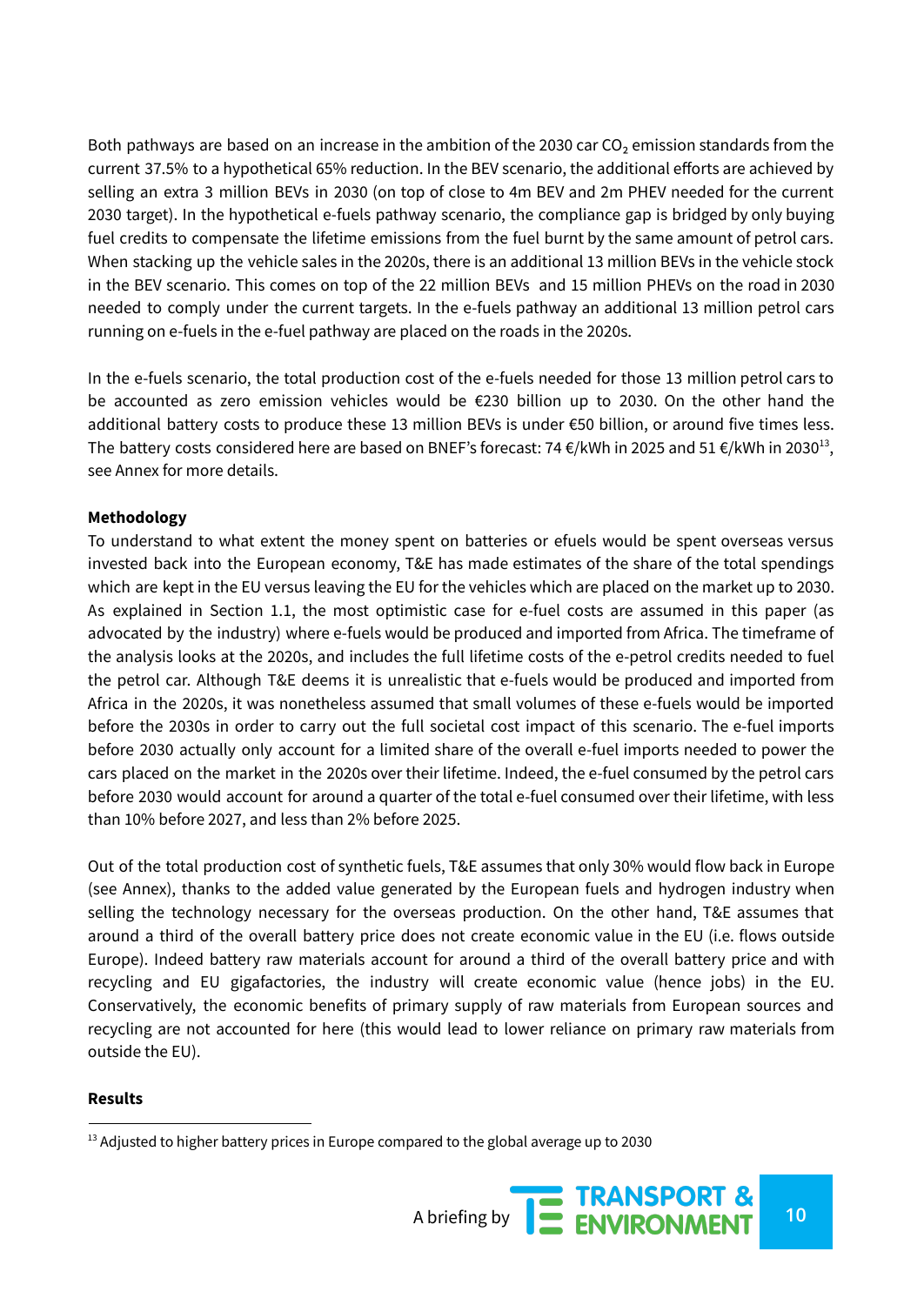Both pathways are based on an increase in the ambition of the 2030 car $CO_2$ emission standards from the current 37.5% to a hypothetical 65% reduction. In the BEV scenario, the additional efforts are achieved by selling an extra 3 million BEVs in 2030 (on top of close to 4m BEV and 2m PHEV needed for the current 2030 target). In the hypothetical e-fuels pathway scenario, the compliance gap is bridged by only buying fuel credits to compensate the lifetime emissions from the fuel burnt by the same amount of petrol cars. When stacking up the vehicle sales in the 2020s, there is an additional 13 million BEVs in the vehicle stock in the BEV scenario. This comes on top of the 22 million BEVs and 15 million PHEVs on the road in 2030 needed to comply under the current targets. In the e-fuels pathway an additional 13 million petrol cars running on e-fuels in the e-fuel pathway are placed on the roads in the 2020s.

In the e-fuels scenario, the total production cost of the e-fuels needed for those 13 million petrol cars to be accounted as zero emission vehicles would be €230 billion up to 2030. On the other hand the additional battery costs to produce these 13 million BEVs is under €50 billion, or around five times less. The battery costs considered here are based on BNEF's forecast: 74 €/kWh in 2025 and 51 €/kWh in 2030[13], see Annex for more details.

**Methodology**

To understand to what extent the money spent on batteries or efuels would be spent overseas versus invested back into the European economy, T&E has made estimates of the share of the total spendings which are kept in the EU versus leaving the EU for the vehicles which are placed on the market up to 2030. As explained in Section 1.1, the most optimistic case for e-fuel costs are assumed in this paper (as advocated by the industry) where e-fuels would be produced and imported from Africa. The timeframe of the analysis looks at the 2020s, and includes the full lifetime costs of the e-petrol credits needed to fuel the petrol car. Although T&E deems it is unrealistic that e-fuels would be produced and imported from Africa in the 2020s, it was nonetheless assumed that small volumes of these e-fuels would be imported before the 2030s in order to carry out the full societal cost impact of this scenario. The e-fuel imports before 2030 actually only account for a limited share of the overall e-fuel imports needed to power the cars placed on the market in the 2020s over their lifetime. Indeed, the e-fuel consumed by the petrol cars before 2030 would account for around a quarter of the total e-fuel consumed over their lifetime, with less than 10% before 2027, and less than 2% before 2025.

Out of the total production cost of synthetic fuels, T&E assumes that only 30% would flow back in Europe (see Annex), thanks to the added value generated by the European fuels and hydrogen industry when selling the technology necessary for the overseas production. On the other hand, T&E assumes that around a third of the overall battery price does not create economic value in the EU (i.e. flows outside Europe). Indeed battery raw materials account for around a third of the overall battery price and with recycling and EU gigafactories, the industry will create economic value (hence jobs) in the EU. Conservatively, the economic benefits of primary supply of raw materials from European sources and recycling are not accounted for here (this would lead to lower reliance on primary raw materials from outside the EU).

**Results**

[13] Adjusted to higher battery prices in Europe compared to the global average up to 2030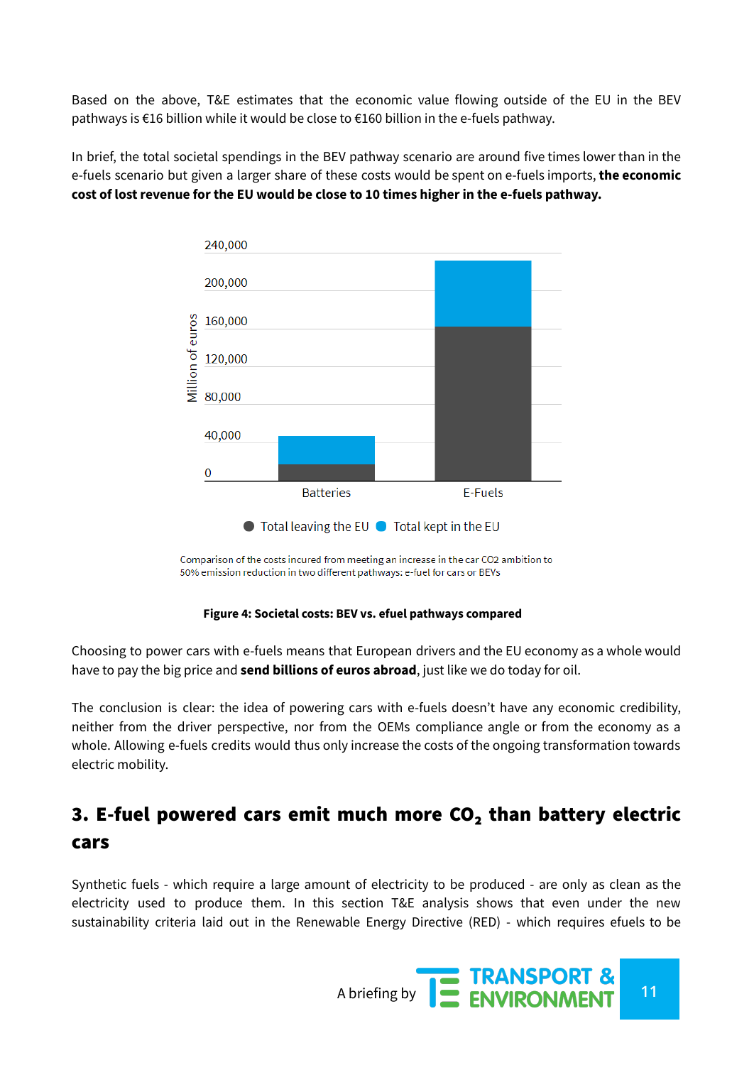Based on the above, T&E estimates that the economic value flowing outside of the EU in the BEV pathways is €16 billion while it would be close to €160 billion in the e-fuels pathway.

In brief, the total societal spendings in the BEV pathway scenario are around five times lower than in the e-fuels scenario but given a larger share of these costs would be spent on e-fuels imports, **the economic cost of lost revenue for the EU would be close to 10 times higher in the e-fuels pathway.**

Comparison of the costs incured from meeting an increase in the car CO2 ambition to 50% emission reduction in two different pathways: e-fuel for cars or BEVs

**Figure 4: Societal costs: BEV vs. efuel pathways compared**

Choosing to power cars with e-fuels means that European drivers and the EU economy as a whole would have to pay the big price and **send billions of euros abroad**, just like we do today for oil.

The conclusion is clear: the idea of powering cars with e-fuels doesn't have any economic credibility, neither from the driver perspective, nor from the OEMs compliance angle or from the economy as a whole. Allowing e-fuels credits would thus only increase the costs of the ongoing transformation towards electric mobility.

## 3. E-fuel powered cars emit much more $CO_2$ than battery electric cars

Synthetic fuels - which require a large amount of electricity to be produced - are only as clean as the electricity used to produce them. In this section T&E analysis shows that even under the new sustainability criteria laid out in the Renewable Energy Directive (RED) - which requires efuels to be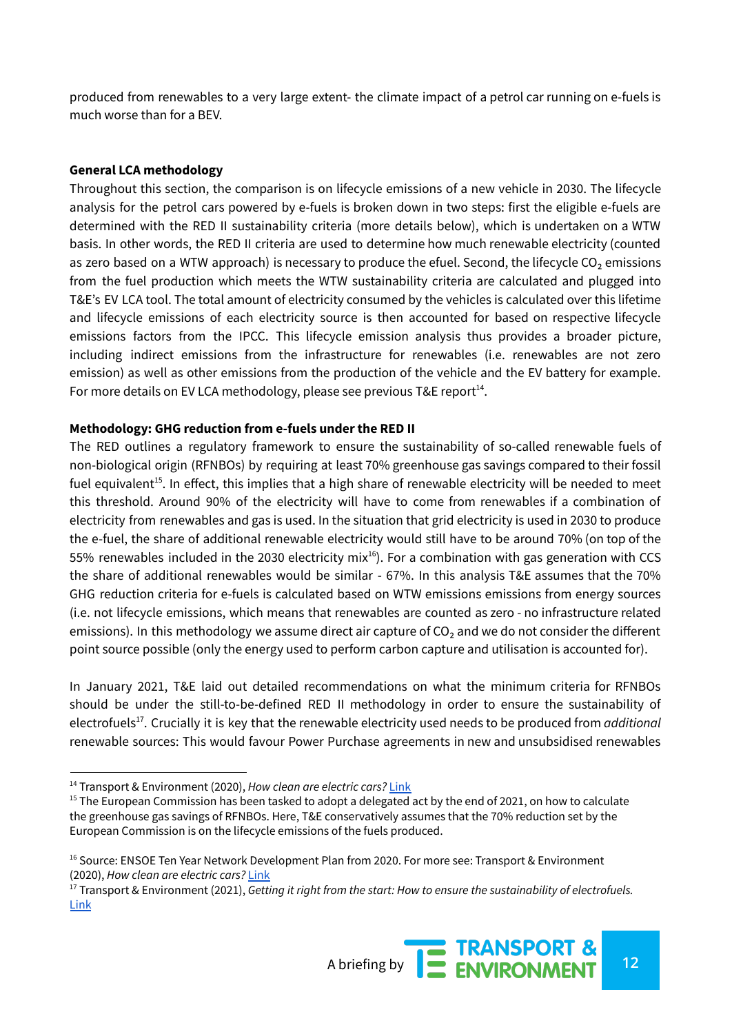produced from renewables to a very large extent- the climate impact of a petrol car running on e-fuels is much worse than for a BEV.

**General LCA methodology**

Throughout this section, the comparison is on lifecycle emissions of a new vehicle in 2030. The lifecycle analysis for the petrol cars powered by e-fuels is broken down in two steps: first the eligible e-fuels are determined with the RED II sustainability criteria (more details below), which is undertaken on a WTW basis. In other words, the RED II criteria are used to determine how much renewable electricity (counted as zero based on a WTW approach) is necessary to produce the efuel. Second, the lifecycle $CO_2$ emissions from the fuel production which meets the WTW sustainability criteria are calculated and plugged into T&E's EV LCA tool. The total amount of electricity consumed by the vehicles is calculated over this lifetime and lifecycle emissions of each electricity source is then accounted for based on respective lifecycle emissions factors from the IPCC. This lifecycle emission analysis thus provides a broader picture, including indirect emissions from the infrastructure for renewables (i.e. renewables are not zero emission) as well as other emissions from the production of the vehicle and the EV battery for example. For more details on EV LCA methodology, please see previous T&E report[14].

**Methodology: GHG reduction from e-fuels under the RED II**

The RED outlines a regulatory framework to ensure the sustainability of so-called renewable fuels of non-biological origin (RFNBOs) by requiring at least 70% greenhouse gas savings compared to their fossil fuel equivalent[15]. In effect, this implies that a high share of renewable electricity will be needed to meet this threshold. Around 90% of the electricity will have to come from renewables if a combination of electricity from renewables and gas is used. In the situation that grid electricity is used in 2030 to produce the e-fuel, the share of additional renewable electricity would still have to be around 70% (on top of the 55% renewables included in the 2030 electricity mix[16]). For a combination with gas generation with CCS the share of additional renewables would be similar - 67%. In this analysis T&E assumes that the 70% GHG reduction criteria for e-fuels is calculated based on WTW emissions emissions from energy sources (i.e. not lifecycle emissions, which means that renewables are counted as zero - no infrastructure related emissions). In this methodology we assume direct air capture of $CO_2$ and we do not consider the different point source possible (only the energy used to perform carbon capture and utilisation is accounted for).

In January 2021, T&E laid out detailed recommendations on what the minimum criteria for RFNBOs should be under the still-to-be-defined RED II methodology in order to ensure the sustainability of electrofuels[17]. Crucially it is key that the renewable electricity used needs to be produced from *additional* renewable sources: This would favour Power Purchase agreements in new and unsubsidised renewables

---

[14] Transport & Environment (2020), *How clean are electric cars?* Link

[15] The European Commission has been tasked to adopt a delegated act by the end of 2021, on how to calculate the greenhouse gas savings of RFNBOs. Here, T&E conservatively assumes that the 70% reduction set by the European Commission is on the lifecycle emissions of the fuels produced.

[16] Source: ENSOE Ten Year Network Development Plan from 2020. For more see: Transport & Environment (2020), *How clean are electric cars?* Link

[17] Transport & Environment (2021), *Getting it right from the start: How to ensure the sustainability of electrofuels.* Link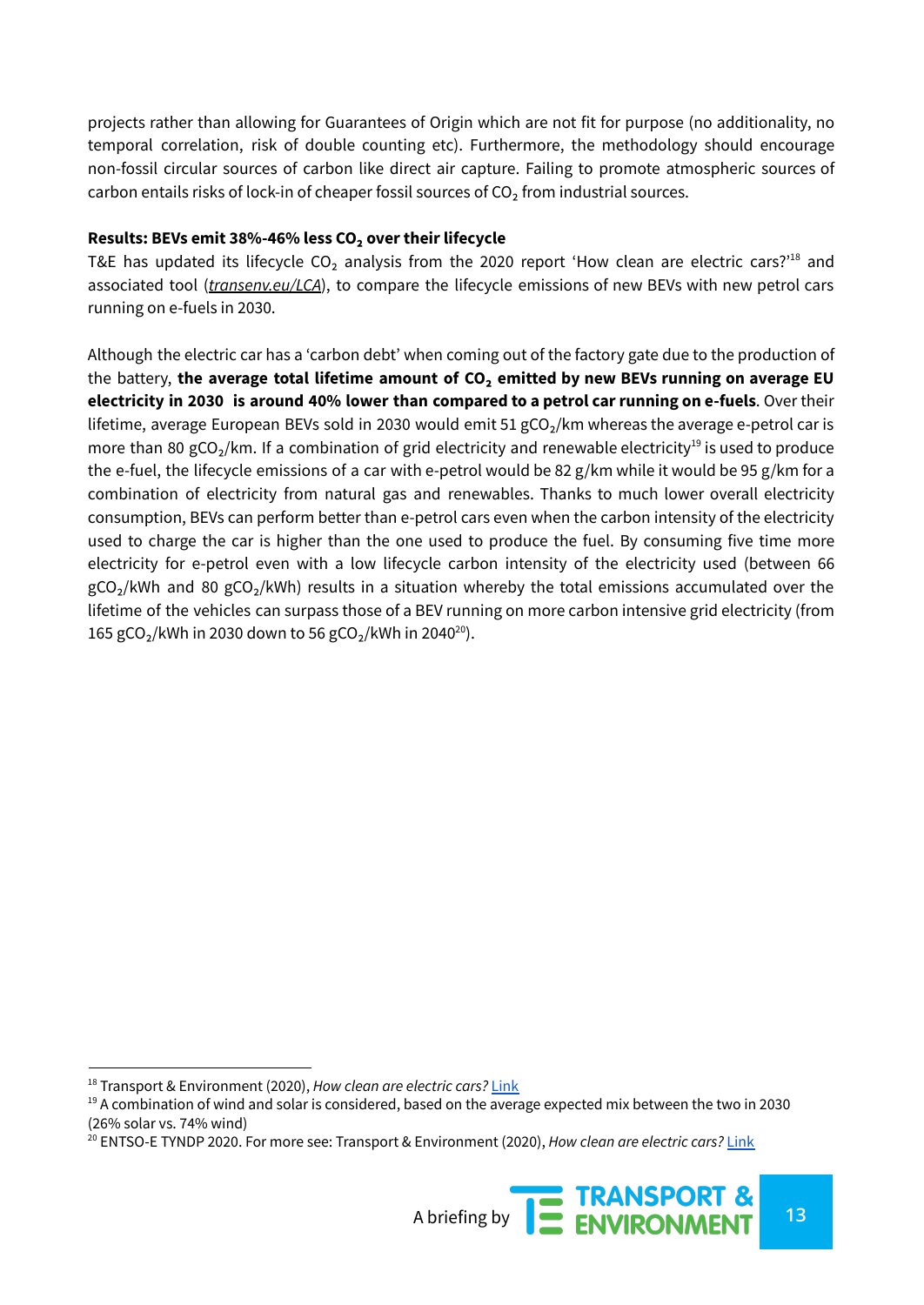projects rather than allowing for Guarantees of Origin which are not fit for purpose (no additionality, no temporal correlation, risk of double counting etc). Furthermore, the methodology should encourage non-fossil circular sources of carbon like direct air capture. Failing to promote atmospheric sources of carbon entails risks of lock-in of cheaper fossil sources of $CO_2$ from industrial sources.

**Results: BEVs emit 38%-46% less $CO_2$ over their lifecycle**

T&E has updated its lifecycle $CO_2$ analysis from the 2020 report 'How clean are electric cars?'[18] and associated tool (*transenv.eu/LCA*), to compare the lifecycle emissions of new BEVs with new petrol cars running on e-fuels in 2030.

Although the electric car has a 'carbon debt' when coming out of the factory gate due to the production of the battery, **the average total lifetime amount of $CO_2$ emitted by new BEVs running on average EU electricity in 2030 is around 40% lower than compared to a petrol car running on e-fuels**. Over their lifetime, average European BEVs sold in 2030 would emit 51 $gCO_2$/km whereas the average e-petrol car is more than 80 $gCO_2$/km. If a combination of grid electricity and renewable electricity[19] is used to produce the e-fuel, the lifecycle emissions of a car with e-petrol would be 82 g/km while it would be 95 g/km for a combination of electricity from natural gas and renewables. Thanks to much lower overall electricity consumption, BEVs can perform better than e-petrol cars even when the carbon intensity of the electricity used to charge the car is higher than the one used to produce the fuel. By consuming five time more electricity for e-petrol even with a low lifecycle carbon intensity of the electricity used (between 66 $gCO_2$/kWh and 80 $gCO_2$/kWh) results in a situation whereby the total emissions accumulated over the lifetime of the vehicles can surpass those of a BEV running on more carbon intensive grid electricity (from 165 $gCO_2$/kWh in 2030 down to 56 $gCO_2$/kWh in 2040[20]).

---

[18] Transport & Environment (2020), *How clean are electric cars?* Link

[19] A combination of wind and solar is considered, based on the average expected mix between the two in 2030 (26% solar vs. 74% wind)

[20] ENTSO-E TYNDP 2020. For more see: Transport & Environment (2020), *How clean are electric cars?* Link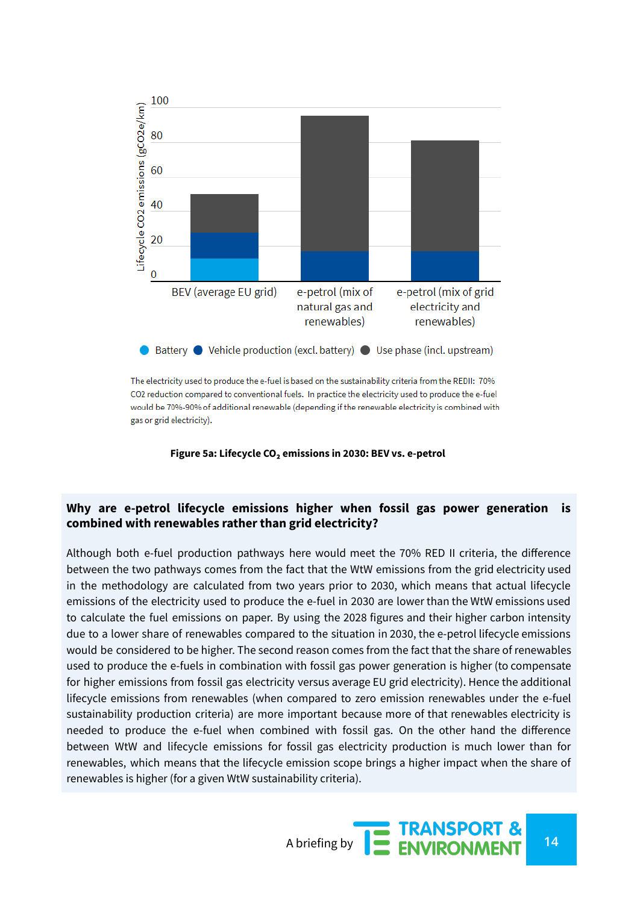The electricity used to produce the e-fuel is based on the sustainability criteria from the REDII: 70% CO2 reduction compared to conventional fuels. In practice the electricity used to produce the e-fuel would be 70%-90% of additional renewable (depending if the renewable electricity is combined with gas or grid electricity).

**Figure 5a: Lifecycle $CO_2$ emissions in 2030: BEV vs. e-petrol**

**Why are e-petrol lifecycle emissions higher when fossil gas power generation is combined with renewables rather than grid electricity?**

Although both e-fuel production pathways here would meet the 70% RED II criteria, the difference between the two pathways comes from the fact that the WtW emissions from the grid electricity used in the methodology are calculated from two years prior to 2030, which means that actual lifecycle emissions of the electricity used to produce the e-fuel in 2030 are lower than the WtW emissions used to calculate the fuel emissions on paper. By using the 2028 figures and their higher carbon intensity due to a lower share of renewables compared to the situation in 2030, the e-petrol lifecycle emissions would be considered to be higher. The second reason comes from the fact that the share of renewables used to produce the e-fuels in combination with fossil gas power generation is higher (to compensate for higher emissions from fossil gas electricity versus average EU grid electricity). Hence the additional lifecycle emissions from renewables (when compared to zero emission renewables under the e-fuel sustainability production criteria) are more important because more of that renewables electricity is needed to produce the e-fuel when combined with fossil gas. On the other hand the difference between WtW and lifecycle emissions for fossil gas electricity production is much lower than for renewables, which means that the lifecycle emission scope brings a higher impact when the share of renewables is higher (for a given WtW sustainability criteria).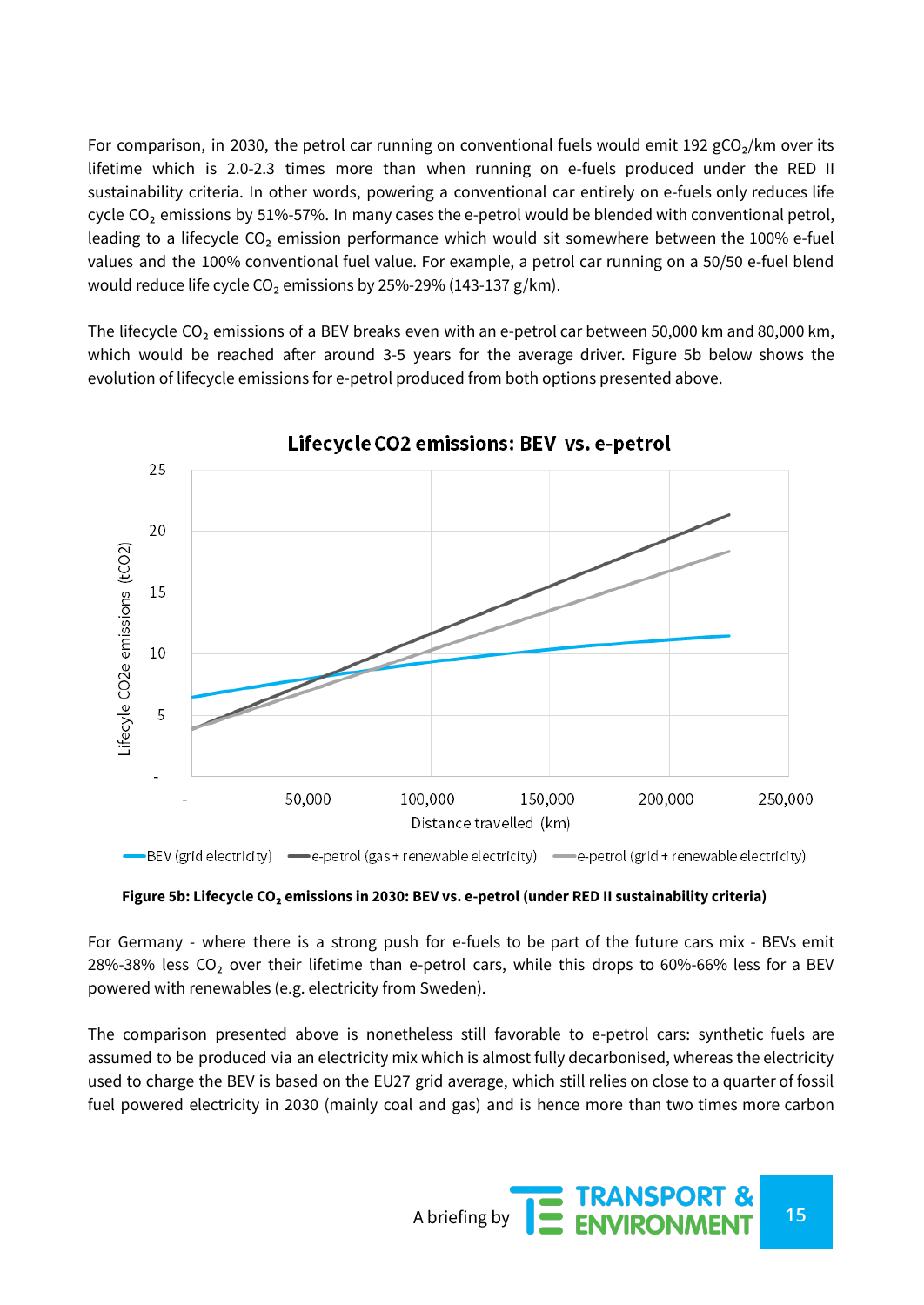For comparison, in 2030, the petrol car running on conventional fuels would emit 192 $gCO_2$/km over its lifetime which is 2.0-2.3 times more than when running on e-fuels produced under the RED II sustainability criteria. In other words, powering a conventional car entirely on e-fuels only reduces life cycle $CO_2$ emissions by 51%-57%. In many cases the e-petrol would be blended with conventional petrol, leading to a lifecycle $CO_2$ emission performance which would sit somewhere between the 100% e-fuel values and the 100% conventional fuel value. For example, a petrol car running on a 50/50 e-fuel blend would reduce life cycle $CO_2$ emissions by 25%-29% (143-137 g/km).

The lifecycle $CO_2$ emissions of a BEV breaks even with an e-petrol car between 50,000 km and 80,000 km, which would be reached after around 3-5 years for the average driver. Figure 5b below shows the evolution of lifecycle emissions for e-petrol produced from both options presented above.

**Figure 5b: Lifecycle $CO_2$ emissions in 2030: BEV vs. e-petrol (under RED II sustainability criteria)**

For Germany - where there is a strong push for e-fuels to be part of the future cars mix - BEVs emit 28%-38% less $CO_2$ over their lifetime than e-petrol cars, while this drops to 60%-66% less for a BEV powered with renewables (e.g. electricity from Sweden).

The comparison presented above is nonetheless still favorable to e-petrol cars: synthetic fuels are assumed to be produced via an electricity mix which is almost fully decarbonised, whereas the electricity used to charge the BEV is based on the EU27 grid average, which still relies on close to a quarter of fossil fuel powered electricity in 2030 (mainly coal and gas) and is hence more than two times more carbon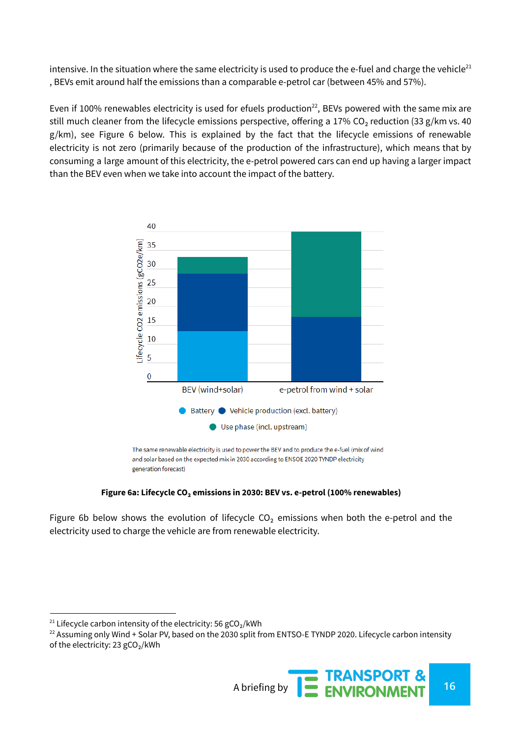intensive. In the situation where the same electricity is used to produce the e-fuel and charge the vehicle[21], BEVs emit around half the emissions than a comparable e-petrol car (between 45% and 57%).

Even if 100% renewables electricity is used for efuels production[22], BEVs powered with the same mix are still much cleaner from the lifecycle emissions perspective, offering a 17% $CO_2$ reduction (33 g/km vs. 40 g/km), see Figure 6 below. This is explained by the fact that the lifecycle emissions of renewable electricity is not zero (primarily because of the production of the infrastructure), which means that by consuming a large amount of this electricity, the e-petrol powered cars can end up having a larger impact than the BEV even when we take into account the impact of the battery.

The same renewable electricity is used to power the BEV and to produce the e-fuel (mix of wind and solar based on the expected mix in 2030 according to ENSOE 2020 TYNDP electricity generation forecast)

**Figure 6a: Lifecycle $CO_2$ emissions in 2030: BEV vs. e-petrol (100% renewables)**

Figure 6b below shows the evolution of lifecycle $CO_2$ emissions when both the e-petrol and the electricity used to charge the vehicle are from renewable electricity.

[21] Lifecycle carbon intensity of the electricity: 56 $gCO_2$/kWh

[22] Assuming only Wind + Solar PV, based on the 2030 split from ENTSO-E TYNDP 2020. Lifecycle carbon intensity of the electricity: 23 $gCO_2$/kWh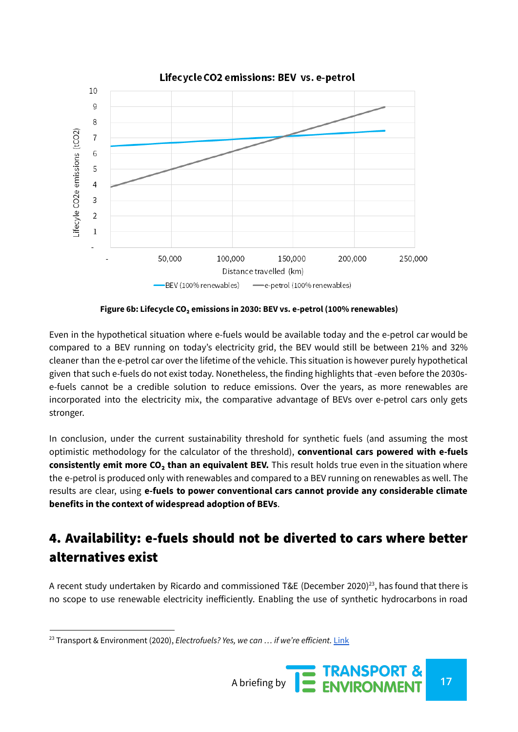Figure 6b: Lifecycle $CO_2$ emissions in 2030: BEV vs. e-petrol (100% renewables)

Even in the hypothetical situation where e-fuels would be available today and the e-petrol car would be compared to a BEV running on today's electricity grid, the BEV would still be between 21% and 32% cleaner than the e-petrol car over the lifetime of the vehicle. This situation is however purely hypothetical given that such e-fuels do not exist today. Nonetheless, the finding highlights that -even before the 2030s- e-fuels cannot be a credible solution to reduce emissions. Over the years, as more renewables are incorporated into the electricity mix, the comparative advantage of BEVs over e-petrol cars only gets stronger.

In conclusion, under the current sustainability threshold for synthetic fuels (and assuming the most optimistic methodology for the calculator of the threshold), **conventional cars powered with e-fuels consistently emit more $CO_2$ than an equivalent BEV.** This result holds true even in the situation where the e-petrol is produced only with renewables and compared to a BEV running on renewables as well. The results are clear, using **e-fuels to power conventional cars cannot provide any considerable climate benefits in the context of widespread adoption of BEVs**.

## 4. Availability: e-fuels should not be diverted to cars where better alternatives exist

A recent study undertaken by Ricardo and commissioned T&E (December 2020)[23], has found that there is no scope to use renewable electricity inefficiently. Enabling the use of synthetic hydrocarbons in road

[23] Transport & Environment (2020), *Electrofuels? Yes, we can … if we're efficient.* Link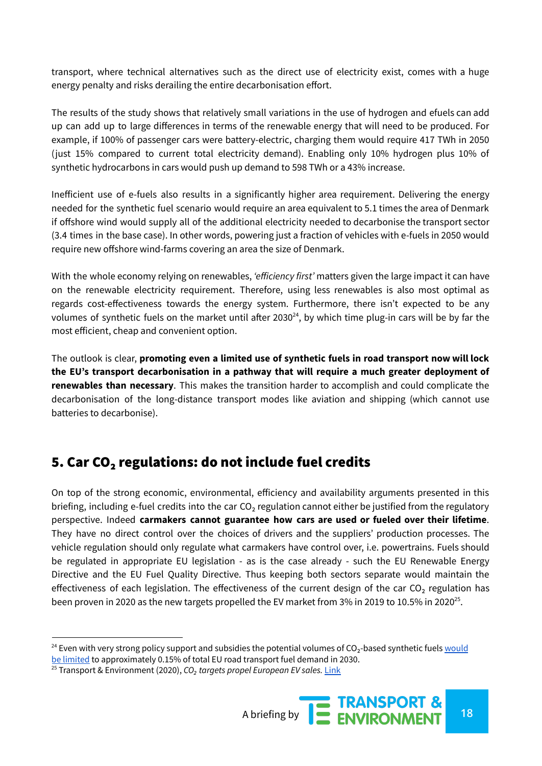transport, where technical alternatives such as the direct use of electricity exist, comes with a huge energy penalty and risks derailing the entire decarbonisation effort.

The results of the study shows that relatively small variations in the use of hydrogen and efuels can add up can add up to large differences in terms of the renewable energy that will need to be produced. For example, if 100% of passenger cars were battery-electric, charging them would require 417 TWh in 2050 (just 15% compared to current total electricity demand). Enabling only 10% hydrogen plus 10% of synthetic hydrocarbons in cars would push up demand to 598 TWh or a 43% increase.

Inefficient use of e-fuels also results in a significantly higher area requirement. Delivering the energy needed for the synthetic fuel scenario would require an area equivalent to 5.1 times the area of Denmark if offshore wind would supply all of the additional electricity needed to decarbonise the transport sector (3.4 times in the base case). In other words, powering just a fraction of vehicles with e-fuels in 2050 would require new offshore wind-farms covering an area the size of Denmark.

With the whole economy relying on renewables, *'efficiency first'* matters given the large impact it can have on the renewable electricity requirement. Therefore, using less renewables is also most optimal as regards cost-effectiveness towards the energy system. Furthermore, there isn't expected to be any volumes of synthetic fuels on the market until after 2030[24], by which time plug-in cars will be by far the most efficient, cheap and convenient option.

The outlook is clear, **promoting even a limited use of synthetic fuels in road transport now will lock the EU's transport decarbonisation in a pathway that will require a much greater deployment of renewables than necessary**. This makes the transition harder to accomplish and could complicate the decarbonisation of the long-distance transport modes like aviation and shipping (which cannot use batteries to decarbonise).

## 5. Car $CO_2$ regulations: do not include fuel credits

On top of the strong economic, environmental, efficiency and availability arguments presented in this briefing, including e-fuel credits into the car $CO_2$ regulation cannot either be justified from the regulatory perspective. Indeed **carmakers cannot guarantee how cars are used or fueled over their lifetime**. They have no direct control over the choices of drivers and the suppliers' production processes. The vehicle regulation should only regulate what carmakers have control over, i.e. powertrains. Fuels should be regulated in appropriate EU legislation - as is the case already - such the EU Renewable Energy Directive and the EU Fuel Quality Directive. Thus keeping both sectors separate would maintain the effectiveness of each legislation. The effectiveness of the current design of the car $CO_2$ regulation has been proven in 2020 as the new targets propelled the EV market from 3% in 2019 to 10.5% in 2020[25].

---

[24] Even with very strong policy support and subsidies the potential volumes of $CO_2$-based synthetic fuels would be limited to approximately 0.15% of total EU road transport fuel demand in 2030.

[25] Transport & Environment (2020), *$CO_2$ targets propel European EV sales.* Link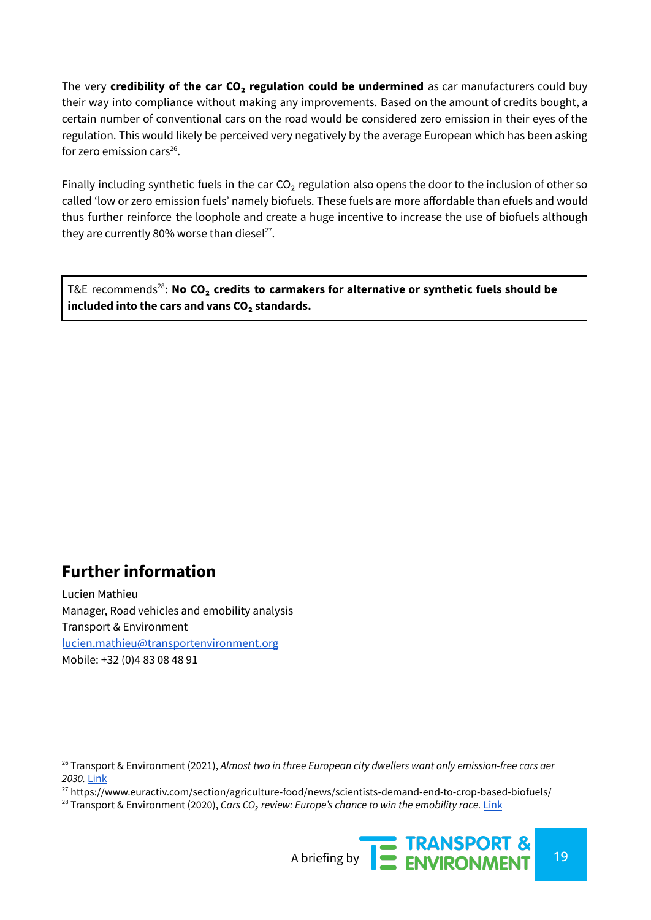The very **credibility of the car $CO_2$ regulation could be undermined** as car manufacturers could buy their way into compliance without making any improvements. Based on the amount of credits bought, a certain number of conventional cars on the road would be considered zero emission in their eyes of the regulation. This would likely be perceived very negatively by the average European which has been asking for zero emission cars[26].

Finally including synthetic fuels in the car $CO_2$ regulation also opens the door to the inclusion of other so called 'low or zero emission fuels' namely biofuels. These fuels are more affordable than efuels and would thus further reinforce the loophole and create a huge incentive to increase the use of biofuels although they are currently 80% worse than diesel[27].

> T&E recommends[28]: **No $CO_2$ credits to carmakers for alternative or synthetic fuels should be included into the cars and vans $CO_2$ standards.**

## Further information

Lucien Mathieu
Manager, Road vehicles and emobility analysis
Transport & Environment
lucien.mathieu@transportenvironment.org
Mobile: +32 (0)4 83 08 48 91

---

[26] Transport & Environment (2021), *Almost two in three European city dwellers want only emission-free cars aer 2030.* Link

[27] https://www.euractiv.com/section/agriculture-food/news/scientists-demand-end-to-crop-based-biofuels/

[28] Transport & Environment (2020), *Cars $CO_2$ review: Europe's chance to win the emobility race.* Link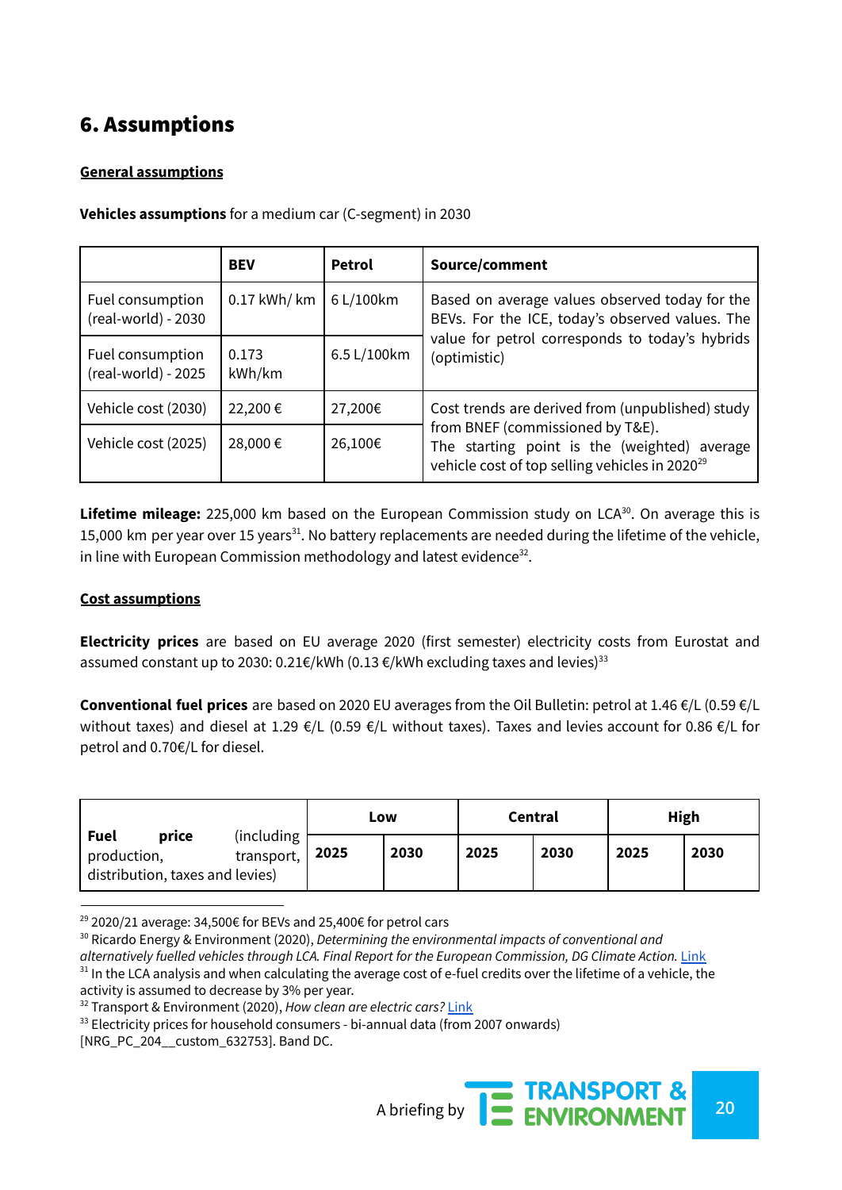## 6. Assumptions

**General assumptions**

**Vehicles assumptions** for a medium car (C-segment) in 2030

| | BEV | Petrol | Source/comment |
|---|---|---|---|
| Fuel consumption (real-world) - 2030 | 0.17 kWh/ km | 6 L/100km | Based on average values observed today for the BEVs. For the ICE, today's observed values. The value for petrol corresponds to today's hybrids (optimistic) |
| Fuel consumption (real-world) - 2025 | 0.173 kWh/km | 6.5 L/100km | |
| Vehicle cost (2030) | 22,200 € | 27,200€ | Cost trends are derived from (unpublished) study from BNEF (commissioned by T&E). The starting point is the (weighted) average vehicle cost of top selling vehicles in 2020[29] |
| Vehicle cost (2025) | 28,000 € | 26,100€ | |

**Lifetime mileage:** 225,000 km based on the European Commission study on LCA[30]. On average this is 15,000 km per year over 15 years[31]. No battery replacements are needed during the lifetime of the vehicle, in line with European Commission methodology and latest evidence[32].

**Cost assumptions**

**Electricity prices** are based on EU average 2020 (first semester) electricity costs from Eurostat and assumed constant up to 2030: 0.21€/kWh (0.13 €/kWh excluding taxes and levies)[33]

**Conventional fuel prices** are based on 2020 EU averages from the Oil Bulletin: petrol at 1.46 €/L (0.59 €/L without taxes) and diesel at 1.29 €/L (0.59 €/L without taxes). Taxes and levies account for 0.86 €/L for petrol and 0.70€/L for diesel.

| **Fuel price** (including production, transport, distribution, taxes and levies) | Low | | Central | | High | |
|---|---|---|---|---|---|---|
| | 2025 | 2030 | 2025 | 2030 | 2025 | 2030 |

[29] 2020/21 average: 34,500€ for BEVs and 25,400€ for petrol cars

[30] Ricardo Energy & Environment (2020), *Determining the environmental impacts of conventional and alternatively fuelled vehicles through LCA. Final Report for the European Commission, DG Climate Action.* Link

[31] In the LCA analysis and when calculating the average cost of e-fuel credits over the lifetime of a vehicle, the activity is assumed to decrease by 3% per year.

[32] Transport & Environment (2020), *How clean are electric cars?* Link

[33] Electricity prices for household consumers - bi-annual data (from 2007 onwards) [NRG_PC_204__custom_632753]. Band DC.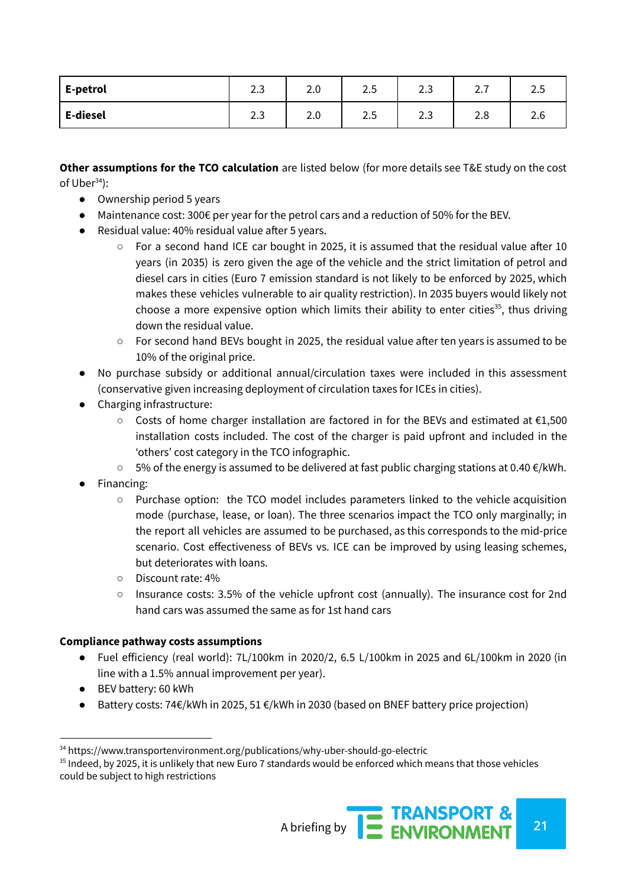| | | | | | | |
|---|---|---|---|---|---|---|
| **E-petrol** | 2.3 | 2.0 | 2.5 | 2.3 | 2.7 | 2.5 |
| **E-diesel** | 2.3 | 2.0 | 2.5 | 2.3 | 2.8 | 2.6 |

**Other assumptions for the TCO calculation** are listed below (for more details see T&E study on the cost of Uber[34]):

- Ownership period 5 years
- Maintenance cost: 300€ per year for the petrol cars and a reduction of 50% for the BEV.
- Residual value: 40% residual value after 5 years.
    - For a second hand ICE car bought in 2025, it is assumed that the residual value after 10 years (in 2035) is zero given the age of the vehicle and the strict limitation of petrol and diesel cars in cities (Euro 7 emission standard is not likely to be enforced by 2025, which makes these vehicles vulnerable to air quality restriction). In 2035 buyers would likely not choose a more expensive option which limits their ability to enter cities[35], thus driving down the residual value.
    - For second hand BEVs bought in 2025, the residual value after ten years is assumed to be 10% of the original price.
- No purchase subsidy or additional annual/circulation taxes were included in this assessment (conservative given increasing deployment of circulation taxes for ICEs in cities).
- Charging infrastructure:
    - Costs of home charger installation are factored in for the BEVs and estimated at €1,500 installation costs included. The cost of the charger is paid upfront and included in the 'others' cost category in the TCO infographic.
    - 5% of the energy is assumed to be delivered at fast public charging stations at 0.40 €/kWh.
- Financing:
    - Purchase option: the TCO model includes parameters linked to the vehicle acquisition mode (purchase, lease, or loan). The three scenarios impact the TCO only marginally; in the report all vehicles are assumed to be purchased, as this corresponds to the mid-price scenario. Cost effectiveness of BEVs vs. ICE can be improved by using leasing schemes, but deteriorates with loans.
    - Discount rate: 4%
    - Insurance costs: 3.5% of the vehicle upfront cost (annually). The insurance cost for 2nd hand cars was assumed the same as for 1st hand cars

**Compliance pathway costs assumptions**

- Fuel efficiency (real world): 7L/100km in 2020/2, 6.5 L/100km in 2025 and 6L/100km in 2020 (in line with a 1.5% annual improvement per year).
- BEV battery: 60 kWh
- Battery costs: 74€/kWh in 2025, 51 €/kWh in 2030 (based on BNEF battery price projection)

[34] https://www.transportenvironment.org/publications/why-uber-should-go-electric

[35] Indeed, by 2025, it is unlikely that new Euro 7 standards would be enforced which means that those vehicles could be subject to high restrictions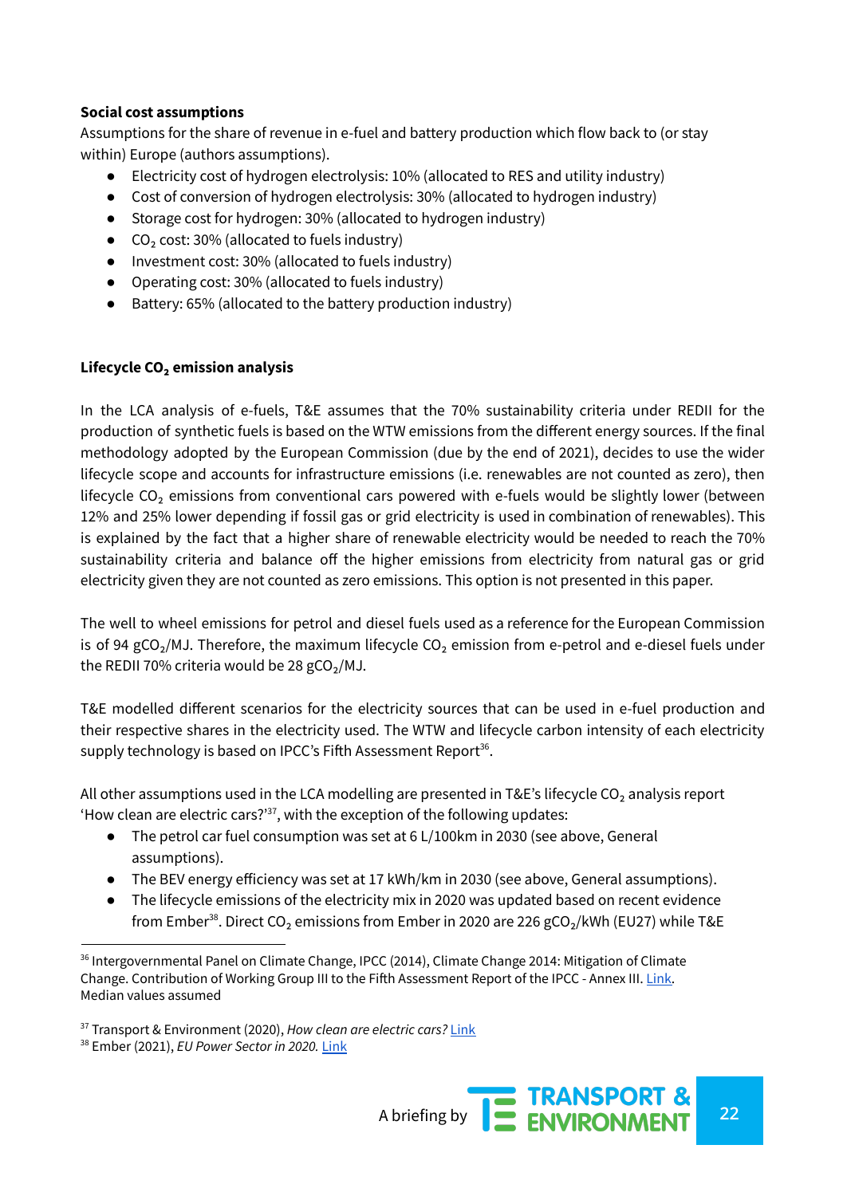**Social cost assumptions**

Assumptions for the share of revenue in e-fuel and battery production which flow back to (or stay within) Europe (authors assumptions).

- Electricity cost of hydrogen electrolysis: 10% (allocated to RES and utility industry)
- Cost of conversion of hydrogen electrolysis: 30% (allocated to hydrogen industry)
- Storage cost for hydrogen: 30% (allocated to hydrogen industry)
- $CO_2$ cost: 30% (allocated to fuels industry)
- Investment cost: 30% (allocated to fuels industry)
- Operating cost: 30% (allocated to fuels industry)
- Battery: 65% (allocated to the battery production industry)

**Lifecycle $CO_2$ emission analysis**

In the LCA analysis of e-fuels, T&E assumes that the 70% sustainability criteria under REDII for the production of synthetic fuels is based on the WTW emissions from the different energy sources. If the final methodology adopted by the European Commission (due by the end of 2021), decides to use the wider lifecycle scope and accounts for infrastructure emissions (i.e. renewables are not counted as zero), then lifecycle $CO_2$ emissions from conventional cars powered with e-fuels would be slightly lower (between 12% and 25% lower depending if fossil gas or grid electricity is used in combination of renewables). This is explained by the fact that a higher share of renewable electricity would be needed to reach the 70% sustainability criteria and balance off the higher emissions from electricity from natural gas or grid electricity given they are not counted as zero emissions. This option is not presented in this paper.

The well to wheel emissions for petrol and diesel fuels used as a reference for the European Commission is of 94 $gCO_2$/MJ. Therefore, the maximum lifecycle $CO_2$ emission from e-petrol and e-diesel fuels under the REDII 70% criteria would be 28 $gCO_2$/MJ.

T&E modelled different scenarios for the electricity sources that can be used in e-fuel production and their respective shares in the electricity used. The WTW and lifecycle carbon intensity of each electricity supply technology is based on IPCC's Fifth Assessment Report[36].

All other assumptions used in the LCA modelling are presented in T&E's lifecycle $CO_2$ analysis report 'How clean are electric cars?'[37], with the exception of the following updates:

- The petrol car fuel consumption was set at 6 L/100km in 2030 (see above, General assumptions).
- The BEV energy efficiency was set at 17 kWh/km in 2030 (see above, General assumptions).
- The lifecycle emissions of the electricity mix in 2020 was updated based on recent evidence from Ember[38]. Direct $CO_2$ emissions from Ember in 2020 are 226 $gCO_2$/kWh (EU27) while T&E

---

[36] Intergovernmental Panel on Climate Change, IPCC (2014), Climate Change 2014: Mitigation of Climate Change. Contribution of Working Group III to the Fifth Assessment Report of the IPCC - Annex III. Link. Median values assumed

[37] Transport & Environment (2020), *How clean are electric cars?* Link

[38] Ember (2021), *EU Power Sector in 2020.* Link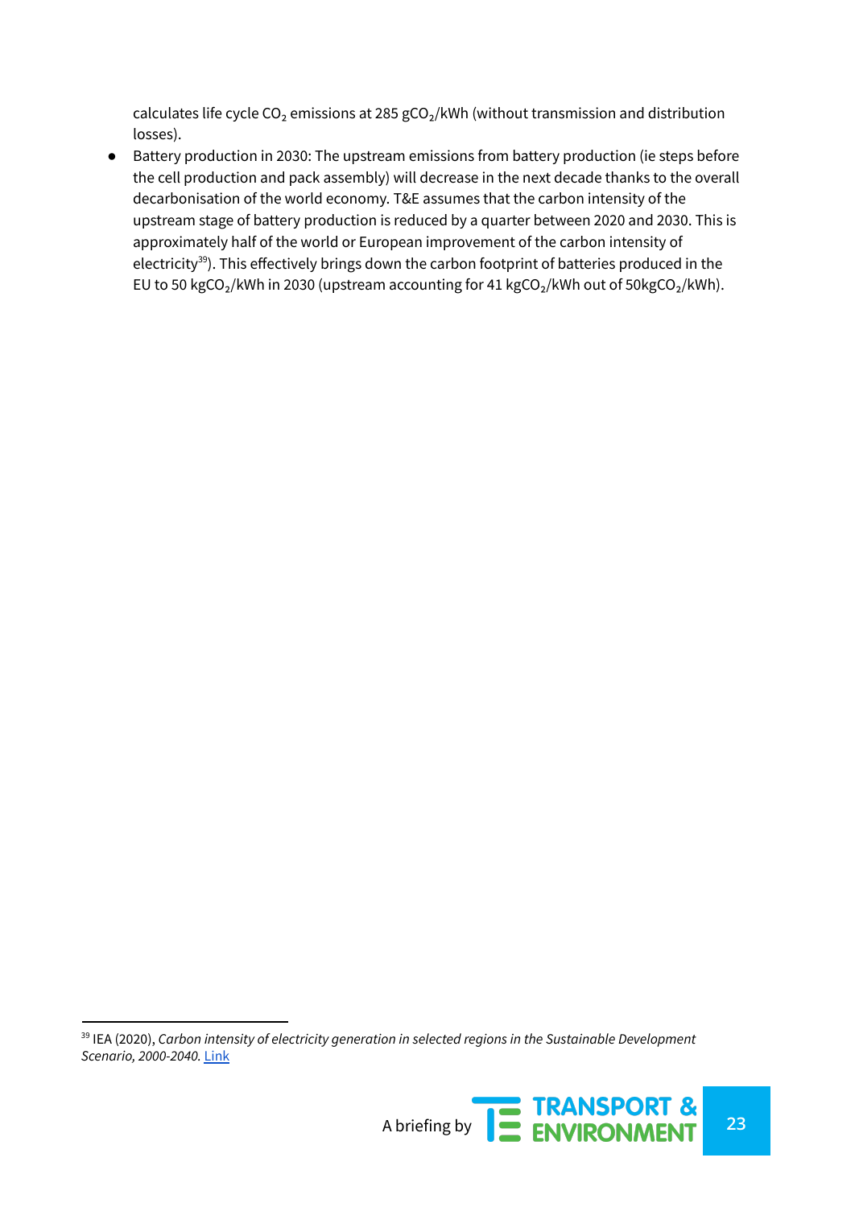calculates life cycle $CO_2$ emissions at 285 $gCO_2/kWh$ (without transmission and distribution losses).

- Battery production in 2030: The upstream emissions from battery production (ie steps before the cell production and pack assembly) will decrease in the next decade thanks to the overall decarbonisation of the world economy. T&E assumes that the carbon intensity of the upstream stage of battery production is reduced by a quarter between 2020 and 2030. This is approximately half of the world or European improvement of the carbon intensity of electricity[39]). This effectively brings down the carbon footprint of batteries produced in the EU to 50 $kgCO_2/kWh$ in 2030 (upstream accounting for 41 $kgCO_2/kWh$ out of 50$kgCO_2/kWh$).

---

[39] IEA (2020), *Carbon intensity of electricity generation in selected regions in the Sustainable Development Scenario, 2000-2040.* Link